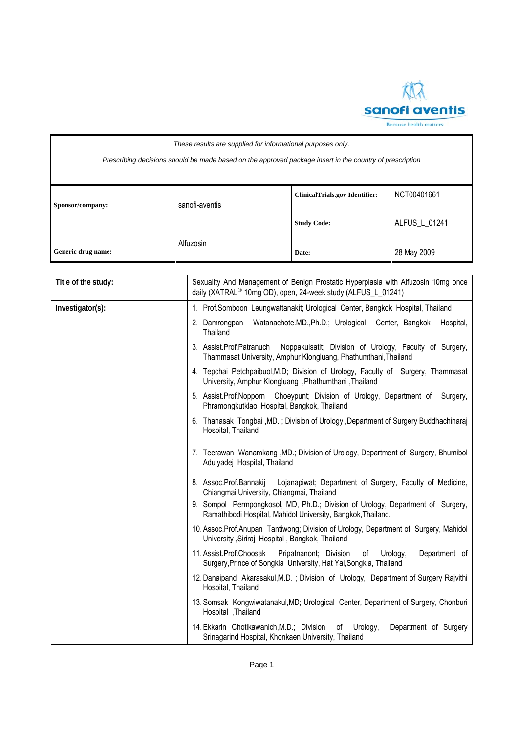*These results are supplied for informational purposes only.*

*Prescribing decisions should be made based on the approved package insert in the country of prescription*

| | | | |
|---|---|---|---|
| **Sponsor/company:** | sanofi-aventis | **ClinicalTrials.gov Identifier:** | NCT00401661 |
| | | **Study Code:** | ALFUS_L_01241 |
| **Generic drug name:** | Alfuzosin | **Date:** | 28 May 2009 |

| | |
|---|---|
| **Title of the study:** | Sexuality And Management of Benign Prostatic Hyperplasia with Alfuzosin 10mg once daily (XATRAL® 10mg OD), open, 24-week study (ALFUS_L_01241) |
| **Investigator(s):** | 1. Prof.Somboon Leungwattanakit; Urological Center, Bangkok Hospital, Thailand<br>2. Damrongpan Watanachote.MD.,Ph.D.; Urological Center, Bangkok Hospital, Thailand<br>3. Assist.Prof.Patranuch Noppakulsatit; Division of Urology, Faculty of Surgery, Thammasat University, Amphur Klongluang, Phathumthani,Thailand<br>4. Tepchai Petchpaibuol,M.D; Division of Urology, Faculty of Surgery, Thammasat University, Amphur Klongluang ,Phathumthani ,Thailand<br>5. Assist.Prof.Nopporn Choeypunt; Division of Urology, Department of Surgery, Phramongkutklao Hospital, Bangkok, Thailand<br>6. Thanasak Tongbai ,MD. ; Division of Urology ,Department of Surgery Buddhachinaraj Hospital, Thailand<br>7. Teerawan Wanamkang ,MD.; Division of Urology, Department of Surgery, Bhumibol Adulyadej Hospital, Thailand<br>8. Assoc.Prof.Bannakij Lojanapiwat; Department of Surgery, Faculty of Medicine, Chiangmai University, Chiangmai, Thailand<br>9. Sompol Permpongkosol, MD, Ph.D.; Division of Urology, Department of Surgery, Ramathibodi Hospital, Mahidol University, Bangkok,Thailand.<br>10. Assoc.Prof.Anupan Tantiwong; Division of Urology, Department of Surgery, Mahidol University ,Siriraj Hospital , Bangkok, Thailand<br>11. Assist.Prof.Choosak Pripatnanont; Division of Urology, Department of Surgery,Prince of Songkla University, Hat Yai,Songkla, Thailand<br>12. Danaipand Akarasakul,M.D. ; Division of Urology, Department of Surgery Rajvithi Hospital, Thailand<br>13. Somsak Kongwiwatanakul,MD; Urological Center, Department of Surgery, Chonburi Hospital ,Thailand<br>14. Ekkarin Chotikawanich,M.D.; Division of Urology, Department of Surgery Srinagarind Hospital, Khonkaen University, Thailand |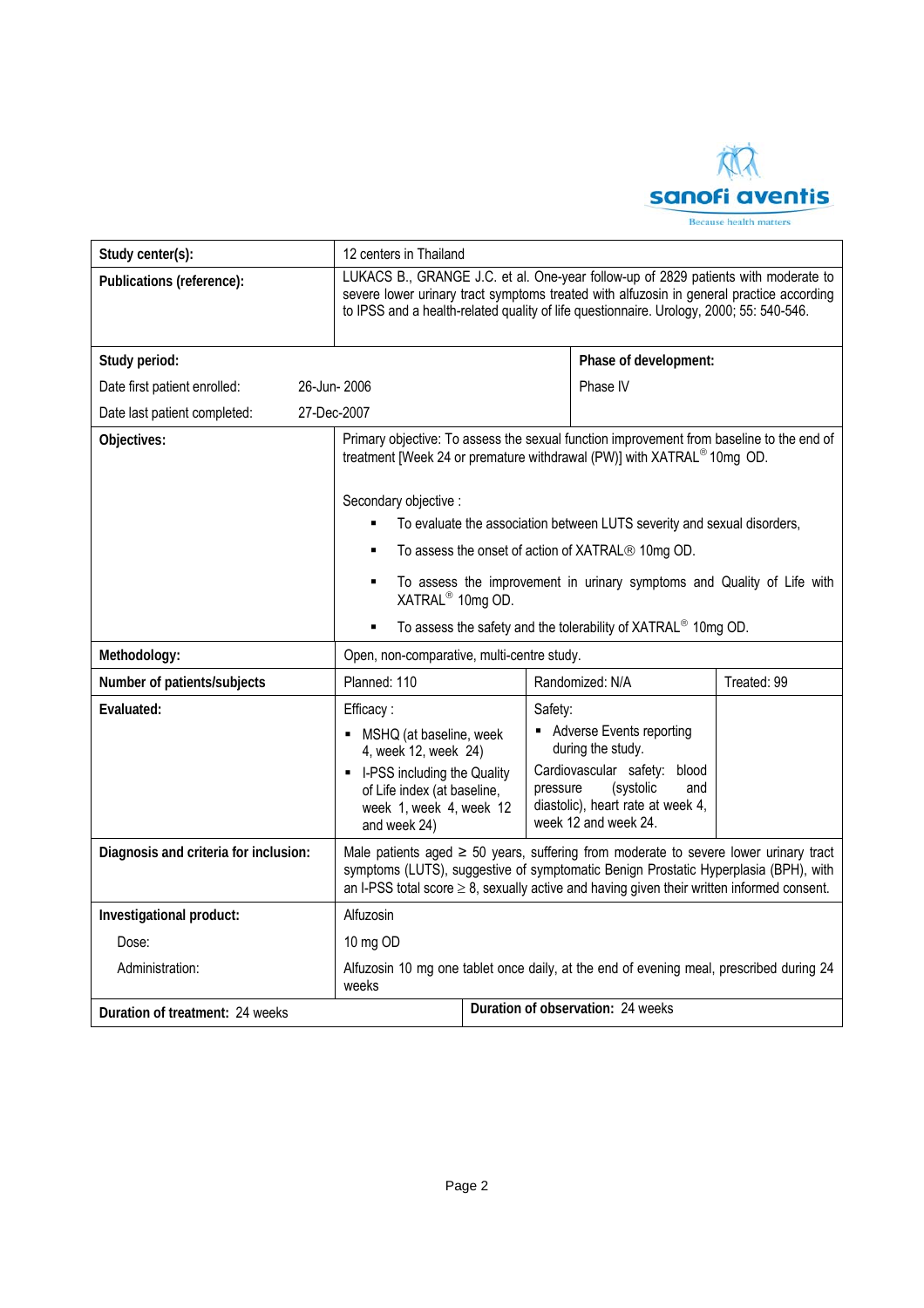| | | | |
|---|---|---|---|
| **Study center(s):** | 12 centers in Thailand | | |
| **Publications (reference):** | LUKACS B., GRANGE J.C. et al. One-year follow-up of 2829 patients with moderate to severe lower urinary tract symptoms treated with alfuzosin in general practice according to IPSS and a health-related quality of life questionnaire. Urology, 2000; 55: 540-546. | | |
| **Study period:**<br>Date first patient enrolled: 26-Jun- 2006<br>Date last patient completed: 27-Dec-2007 | | **Phase of development:**<br>Phase IV | |
| **Objectives:** | Primary objective: To assess the sexual function improvement from baseline to the end of treatment [Week 24 or premature withdrawal (PW)] with XATRAL® 10mg OD.<br><br>Secondary objective :<br>▪ To evaluate the association between LUTS severity and sexual disorders,<br>▪ To assess the onset of action of XATRAL® 10mg OD.<br>▪ To assess the improvement in urinary symptoms and Quality of Life with XATRAL® 10mg OD.<br>▪ To assess the safety and the tolerability of XATRAL® 10mg OD. | | |
| **Methodology:** | Open, non-comparative, multi-centre study. | | |
| **Number of patients/subjects** | Planned: 110 | Randomized: N/A | Treated: 99 |
| **Evaluated:** | Efficacy :<br>▪ MSHQ (at baseline, week 4, week 12, week 24)<br>▪ I-PSS including the Quality of Life index (at baseline, week 1, week 4, week 12 and week 24) | Safety:<br>▪ Adverse Events reporting during the study.<br>Cardiovascular safety: blood pressure (systolic and diastolic), heart rate at week 4, week 12 and week 24. | |
| **Diagnosis and criteria for inclusion:** | Male patients aged ≥ 50 years, suffering from moderate to severe lower urinary tract symptoms (LUTS), suggestive of symptomatic Benign Prostatic Hyperplasia (BPH), with an I-PSS total score ≥ 8, sexually active and having given their written informed consent. | | |
| **Investigational product:**<br>Dose:<br>Administration: | Alfuzosin<br>10 mg OD<br>Alfuzosin 10 mg one tablet once daily, at the end of evening meal, prescribed during 24 weeks | | |
| **Duration of treatment:** 24 weeks | | **Duration of observation:** 24 weeks | |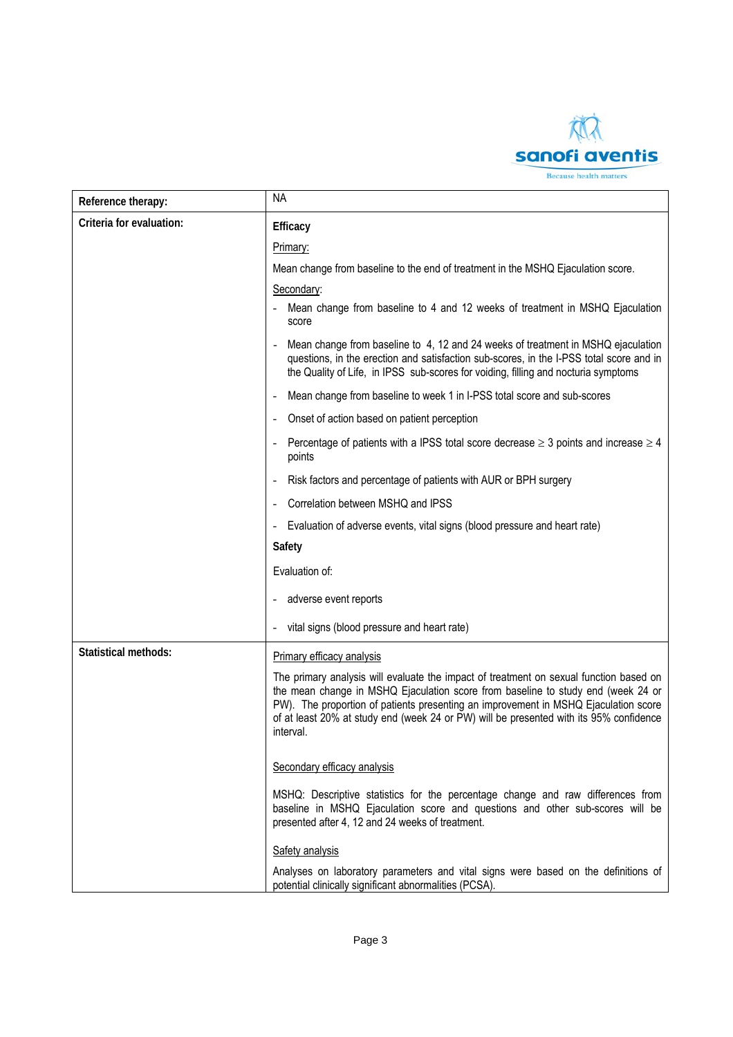| | |
|---|---|
| **Reference therapy:** | NA |
| **Criteria for evaluation:** | **Efficacy**<br><br>Primary:<br><br>Mean change from baseline to the end of treatment in the MSHQ Ejaculation score.<br><br>Secondary:<br>- Mean change from baseline to 4 and 12 weeks of treatment in MSHQ Ejaculation score<br>- Mean change from baseline to 4, 12 and 24 weeks of treatment in MSHQ ejaculation questions, in the erection and satisfaction sub-scores, in the I-PSS total score and in the Quality of Life, in IPSS sub-scores for voiding, filling and nocturia symptoms<br>- Mean change from baseline to week 1 in I-PSS total score and sub-scores<br>- Onset of action based on patient perception<br>- Percentage of patients with a IPSS total score decrease ≥ 3 points and increase ≥ 4 points<br>- Risk factors and percentage of patients with AUR or BPH surgery<br>- Correlation between MSHQ and IPSS<br>- Evaluation of adverse events, vital signs (blood pressure and heart rate)<br><br>**Safety**<br><br>Evaluation of:<br>- adverse event reports<br>- vital signs (blood pressure and heart rate) |
| **Statistical methods:** | Primary efficacy analysis<br><br>The primary analysis will evaluate the impact of treatment on sexual function based on the mean change in MSHQ Ejaculation score from baseline to study end (week 24 or PW). The proportion of patients presenting an improvement in MSHQ Ejaculation score of at least 20% at study end (week 24 or PW) will be presented with its 95% confidence interval.<br><br>Secondary efficacy analysis<br><br>MSHQ: Descriptive statistics for the percentage change and raw differences from baseline in MSHQ Ejaculation score and questions and other sub-scores will be presented after 4, 12 and 24 weeks of treatment.<br><br>Safety analysis<br><br>Analyses on laboratory parameters and vital signs were based on the definitions of potential clinically significant abnormalities (PCSA). |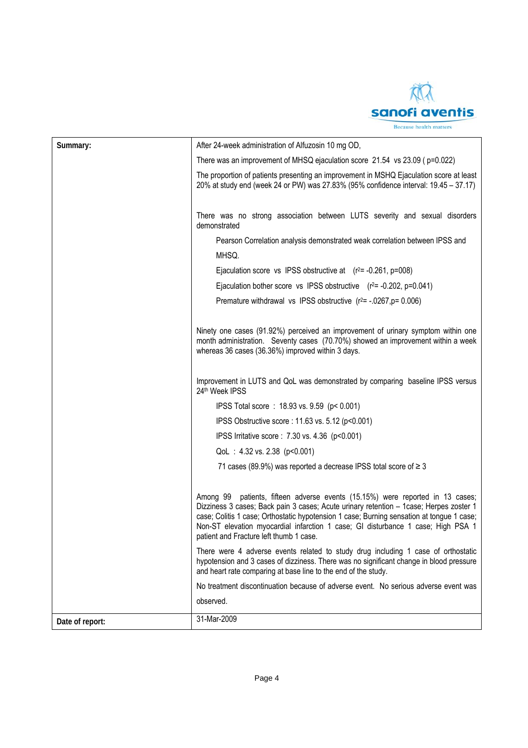| | |
|---|---|
| **Summary:** | After 24-week administration of Alfuzosin 10 mg OD,<br><br>There was an improvement of MHSQ ejaculation score 21.54 vs 23.09 ( p=0.022)<br><br>The proportion of patients presenting an improvement in MSHQ Ejaculation score at least 20% at study end (week 24 or PW) was 27.83% (95% confidence interval: 19.45 – 37.17)<br><br>There was no strong association between LUTS severity and sexual disorders demonstrated<br><br>Pearson Correlation analysis demonstrated weak correlation between IPSS and MHSQ.<br><br>Ejaculation score vs IPSS obstructive at ($r^2$= -0.261, p=008)<br><br>Ejaculation bother score vs IPSS obstructive ($r^2$= -0.202, p=0.041)<br><br>Premature withdrawal vs IPSS obstructive ($r^2$= -.0267,p= 0.006)<br><br>Ninety one cases (91.92%) perceived an improvement of urinary symptom within one month administration. Seventy cases (70.70%) showed an improvement within a week whereas 36 cases (36.36%) improved within 3 days.<br><br>Improvement in LUTS and QoL was demonstrated by comparing baseline IPSS versus 24th Week IPSS<br><br>IPSS Total score : 18.93 vs. 9.59 (p< 0.001)<br><br>IPSS Obstructive score : 11.63 vs. 5.12 (p<0.001)<br><br>IPSS Irritative score : 7.30 vs. 4.36 (p<0.001)<br><br>QoL : 4.32 vs. 2.38 (p<0.001)<br><br>71 cases (89.9%) was reported a decrease IPSS total score of ≥ 3<br><br>Among 99 patients, fifteen adverse events (15.15%) were reported in 13 cases; Dizziness 3 cases; Back pain 3 cases; Acute urinary retention – 1case; Herpes zoster 1 case; Colitis 1 case; Orthostatic hypotension 1 case; Burning sensation at tongue 1 case; Non-ST elevation myocardial infarction 1 case; GI disturbance 1 case; High PSA 1 patient and Fracture left thumb 1 case.<br><br>There were 4 adverse events related to study drug including 1 case of orthostatic hypotension and 3 cases of dizziness. There was no significant change in blood pressure and heart rate comparing at base line to the end of the study.<br><br>No treatment discontinuation because of adverse event. No serious adverse event was observed. |
| **Date of report:** | 31-Mar-2009 |